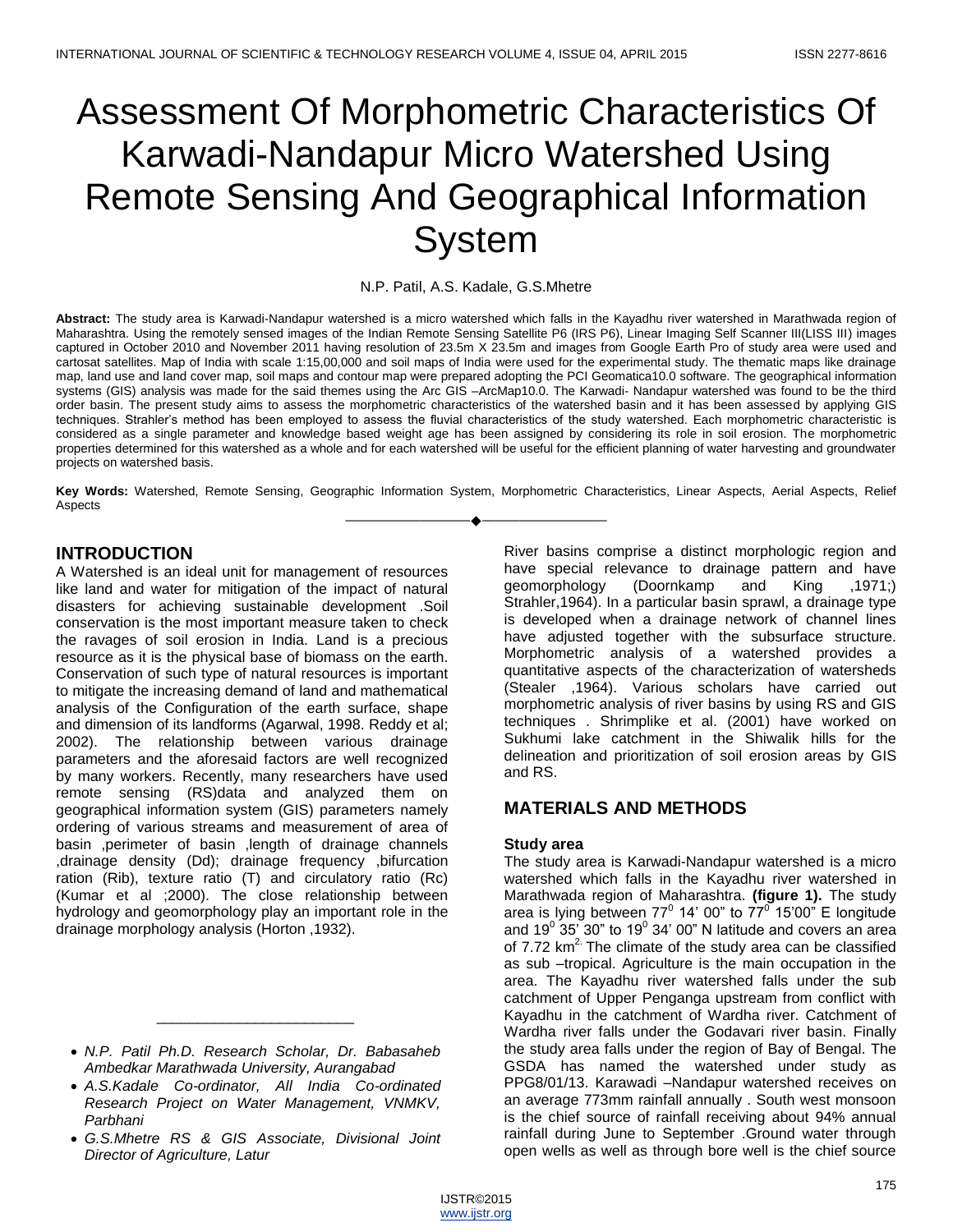# Assessment Of Morphometric Characteristics Of Karwadi-Nandapur Micro Watershed Using Remote Sensing And Geographical Information System

N.P. Patil, A.S. Kadale, G.S.Mhetre

**Abstract:** The study area is Karwadi-Nandapur watershed is a micro watershed which falls in the Kayadhu river watershed in Marathwada region of Maharashtra. Using the remotely sensed images of the Indian Remote Sensing Satellite P6 (IRS P6), Linear Imaging Self Scanner III(LISS III) images captured in October 2010 and November 2011 having resolution of 23.5m X 23.5m and images from Google Earth Pro of study area were used and cartosat satellites. Map of India with scale 1:15,00,000 and soil maps of India were used for the experimental study. The thematic maps like drainage map, land use and land cover map, soil maps and contour map were prepared adopting the PCI Geomatica10.0 software. The geographical information systems (GIS) analysis was made for the said themes using the Arc GIS –ArcMap10.0. The Karwadi- Nandapur watershed was found to be the third order basin. The present study aims to assess the morphometric characteristics of the watershed basin and it has been assessed by applying GIS techniques. Strahler's method has been employed to assess the fluvial characteristics of the study watershed. Each morphometric characteristic is considered as a single parameter and knowledge based weight age has been assigned by considering its role in soil erosion. The morphometric properties determined for this watershed as a whole and for each watershed will be useful for the efficient planning of water harvesting and groundwater projects on watershed basis.

**Key Words:** Watershed, Remote Sensing, Geographic Information System, Morphometric Characteristics, Linear Aspects, Aerial Aspects, Relief Aspects

---

- *N.P. Patil Ph.D. Research Scholar, Dr. Babasaheb Ambedkar Marathwada University, Aurangabad*
- *A.S.Kadale Co-ordinator, All India Co-ordinated Research Project on Water Management, VNMKV, Parbhani*
- *G.S.Mhetre RS & GIS Associate, Divisional Joint Director of Agriculture, Latur*

## INTRODUCTION

A Watershed is an ideal unit for management of resources like land and water for mitigation of the impact of natural disasters for achieving sustainable development .Soil conservation is the most important measure taken to check the ravages of soil erosion in India. Land is a precious resource as it is the physical base of biomass on the earth. Conservation of such type of natural resources is important to mitigate the increasing demand of land and mathematical analysis of the Configuration of the earth surface, shape and dimension of its landforms (Agarwal, 1998. Reddy et al; 2002). The relationship between various drainage parameters and the aforesaid factors are well recognized by many workers. Recently, many researchers have used remote sensing (RS)data and analyzed them on geographical information system (GIS) parameters namely ordering of various streams and measurement of area of basin ,perimeter of basin ,length of drainage channels ,drainage density (Dd); drainage frequency ,bifurcation ration (Rib), texture ratio (T) and circulatory ratio (Rc) (Kumar et al ;2000). The close relationship between hydrology and geomorphology play an important role in the drainage morphology analysis (Horton ,1932).

River basins comprise a distinct morphologic region and have special relevance to drainage pattern and have geomorphology (Doornkamp and King ,1971;) Strahler,1964). In a particular basin sprawl, a drainage type is developed when a drainage network of channel lines have adjusted together with the subsurface structure. Morphometric analysis of a watershed provides a quantitative aspects of the characterization of watersheds (Stealer ,1964). Various scholars have carried out morphometric analysis of river basins by using RS and GIS techniques . Shrimplike et al. (2001) have worked on Sukhumi lake catchment in the Shiwalik hills for the delineation and prioritization of soil erosion areas by GIS and RS.

## MATERIALS AND METHODS

### Study area

The study area is Karwadi-Nandapur watershed is a micro watershed which falls in the Kayadhu river watershed in Marathwada region of Maharashtra. **(figure 1).** The study area is lying between $77^0$ 14' 00" to $77^0$ 15'00" E longitude and $19^0$ 35' 30" to $19^0$ 34' 00" N latitude and covers an area of 7.72 $km^2$. The climate of the study area can be classified as sub –tropical. Agriculture is the main occupation in the area. The Kayadhu river watershed falls under the sub catchment of Upper Penganga upstream from conflict with Kayadhu in the catchment of Wardha river. Catchment of Wardha river falls under the Godavari river basin. Finally the study area falls under the region of Bay of Bengal. The GSDA has named the watershed under study as PPG8/01/13. Karawadi –Nandapur watershed receives on an average 773mm rainfall annually . South west monsoon is the chief source of rainfall receiving about 94% annual rainfall during June to September .Ground water through open wells as well as through bore well is the chief source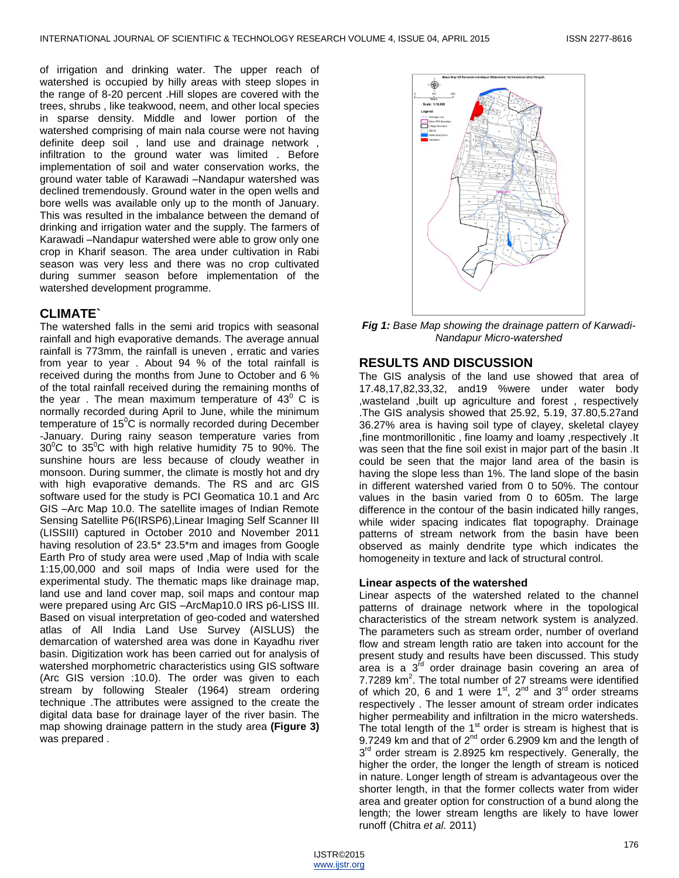of irrigation and drinking water. The upper reach of watershed is occupied by hilly areas with steep slopes in the range of 8-20 percent .Hill slopes are covered with the trees, shrubs , like teakwood, neem, and other local species in sparse density. Middle and lower portion of the watershed comprising of main nala course were not having definite deep soil , land use and drainage network , infiltration to the ground water was limited . Before implementation of soil and water conservation works, the ground water table of Karawadi –Nandapur watershed was declined tremendously. Ground water in the open wells and bore wells was available only up to the month of January. This was resulted in the imbalance between the demand of drinking and irrigation water and the supply. The farmers of Karawadi –Nandapur watershed were able to grow only one crop in Kharif season. The area under cultivation in Rabi season was very less and there was no crop cultivated during summer season before implementation of the watershed development programme.

## CLIMATE`

The watershed falls in the semi arid tropics with seasonal rainfall and high evaporative demands. The average annual rainfall is 773mm, the rainfall is uneven , erratic and varies from year to year . About 94 % of the total rainfall is received during the months from June to October and 6 % of the total rainfall received during the remaining months of the year . The mean maximum temperature of $43^0$ C is normally recorded during April to June, while the minimum temperature of $15^0$C is normally recorded during December -January. During rainy season temperature varies from $30^0$C to $35^0$C with high relative humidity 75 to 90%. The sunshine hours are less because of cloudy weather in monsoon. During summer, the climate is mostly hot and dry with high evaporative demands. The RS and arc GIS software used for the study is PCI Geomatica 10.1 and Arc GIS –Arc Map 10.0. The satellite images of Indian Remote Sensing Satellite P6(IRSP6),Linear Imaging Self Scanner III (LISSIII) captured in October 2010 and November 2011 having resolution of 23.5* 23.5*m and images from Google Earth Pro of study area were used ,Map of India with scale 1:15,00,000 and soil maps of India were used for the experimental study. The thematic maps like drainage map, land use and land cover map, soil maps and contour map were prepared using Arc GIS –ArcMap10.0 IRS p6-LISS III. Based on visual interpretation of geo-coded and watershed atlas of All India Land Use Survey (AISLUS) the demarcation of watershed area was done in Kayadhu river basin. Digitization work has been carried out for analysis of watershed morphometric characteristics using GIS software (Arc GIS version :10.0). The order was given to each stream by following Stealer (1964) stream ordering technique .The attributes were assigned to the create the digital data base for drainage layer of the river basin. The map showing drainage pattern in the study area **(Figure 3)** was prepared .

***Fig 1:*** *Base Map showing the drainage pattern of Karwadi-Nandapur Micro-watershed*

## RESULTS AND DISCUSSION

The GIS analysis of the land use showed that area of 17.48,17,82,33,32, and19 %were under water body ,wasteland ,built up agriculture and forest , respectively .The GIS analysis showed that 25.92, 5.19, 37.80,5.27and 36.27% area is having soil type of clayey, skeletal clayey ,fine montmorillonitic , fine loamy and loamy ,respectively .It was seen that the fine soil exist in major part of the basin .It could be seen that the major land area of the basin is having the slope less than 1%. The land slope of the basin in different watershed varied from 0 to 50%. The contour values in the basin varied from 0 to 605m. The large difference in the contour of the basin indicated hilly ranges, while wider spacing indicates flat topography. Drainage patterns of stream network from the basin have been observed as mainly dendrite type which indicates the homogeneity in texture and lack of structural control.

### Linear aspects of the watershed

Linear aspects of the watershed related to the channel patterns of drainage network where in the topological characteristics of the stream network system is analyzed. The parameters such as stream order, number of overland flow and stream length ratio are taken into account for the present study and results have been discussed. This study area is a $3^{rd}$ order drainage basin covering an area of 7.7289 $km^2$. The total number of 27 streams were identified of which 20, 6 and 1 were $1^{st}$, $2^{nd}$ and $3^{rd}$ order streams respectively . The lesser amount of stream order indicates higher permeability and infiltration in the micro watersheds. The total length of the $1^{st}$ order is stream is highest that is 9.7249 km and that of $2^{nd}$ order 6.2909 km and the length of $3^{rd}$ order stream is 2.8925 km respectively. Generally, the higher the order, the longer the length of stream is noticed in nature. Longer length of stream is advantageous over the shorter length, in that the former collects water from wider area and greater option for construction of a bund along the length; the lower stream lengths are likely to have lower runoff (Chitra *et al.* 2011)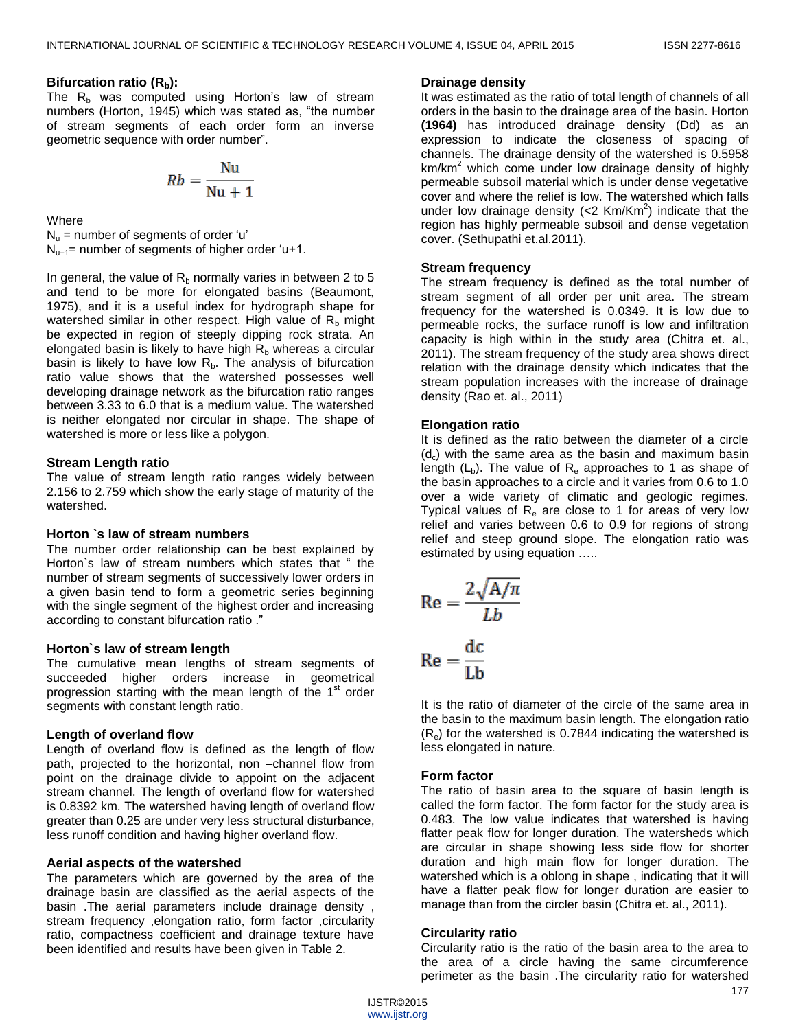### Bifurcation ratio ($R_b$):

The $R_b$ was computed using Horton's law of stream numbers (Horton, 1945) which was stated as, "the number of stream segments of each order form an inverse geometric sequence with order number".

$$Rb = \frac{\text{Nu}}{\text{Nu} + 1}$$

Where

$N_u$ = number of segments of order 'u'

$N_{u+1}$= number of segments of higher order 'u+1.

In general, the value of $R_b$ normally varies in between 2 to 5 and tend to be more for elongated basins (Beaumont, 1975), and it is a useful index for hydrograph shape for watershed similar in other respect. High value of $R_b$ might be expected in region of steeply dipping rock strata. An elongated basin is likely to have high $R_b$ whereas a circular basin is likely to have low $R_b$. The analysis of bifurcation ratio value shows that the watershed possesses well developing drainage network as the bifurcation ratio ranges between 3.33 to 6.0 that is a medium value. The watershed is neither elongated nor circular in shape. The shape of watershed is more or less like a polygon.

### Stream Length ratio

The value of stream length ratio ranges widely between 2.156 to 2.759 which show the early stage of maturity of the watershed.

### Horton `s law of stream numbers

The number order relationship can be best explained by Horton`s law of stream numbers which states that " the number of stream segments of successively lower orders in a given basin tend to form a geometric series beginning with the single segment of the highest order and increasing according to constant bifurcation ratio ."

### Horton`s law of stream length

The cumulative mean lengths of stream segments of succeeded higher orders increase in geometrical progression starting with the mean length of the 1st order segments with constant length ratio.

### Length of overland flow

Length of overland flow is defined as the length of flow path, projected to the horizontal, non –channel flow from point on the drainage divide to appoint on the adjacent stream channel. The length of overland flow for watershed is 0.8392 km. The watershed having length of overland flow greater than 0.25 are under very less structural disturbance, less runoff condition and having higher overland flow.

### Aerial aspects of the watershed

The parameters which are governed by the area of the drainage basin are classified as the aerial aspects of the basin .The aerial parameters include drainage density , stream frequency ,elongation ratio, form factor ,circularity ratio, compactness coefficient and drainage texture have been identified and results have been given in Table 2.

### Drainage density

It was estimated as the ratio of total length of channels of all orders in the basin to the drainage area of the basin. Horton **(1964)** has introduced drainage density (Dd) as an expression to indicate the closeness of spacing of channels. The drainage density of the watershed is 0.5958 $km/km^2$ which come under low drainage density of highly permeable subsoil material which is under dense vegetative cover and where the relief is low. The watershed which falls under low drainage density (<2 $Km/Km^2$) indicate that the region has highly permeable subsoil and dense vegetation cover. (Sethupathi et.al.2011).

### Stream frequency

The stream frequency is defined as the total number of stream segment of all order per unit area. The stream frequency for the watershed is 0.0349. It is low due to permeable rocks, the surface runoff is low and infiltration capacity is high within in the study area (Chitra et. al., 2011). The stream frequency of the study area shows direct relation with the drainage density which indicates that the stream population increases with the increase of drainage density (Rao et. al., 2011)

### Elongation ratio

It is defined as the ratio between the diameter of a circle ($d_c$) with the same area as the basin and maximum basin length ($L_b$). The value of $R_e$ approaches to 1 as shape of the basin approaches to a circle and it varies from 0.6 to 1.0 over a wide variety of climatic and geologic regimes. Typical values of $R_e$ are close to 1 for areas of very low relief and varies between 0.6 to 0.9 for regions of strong relief and steep ground slope. The elongation ratio was estimated by using equation …..

$$\text{Re} = \frac{2\sqrt{\text{A}/\pi}}{Lb}$$

$$\text{Re} = \frac{\text{dc}}{\text{Lb}}$$

It is the ratio of diameter of the circle of the same area in the basin to the maximum basin length. The elongation ratio ($R_e$) for the watershed is 0.7844 indicating the watershed is less elongated in nature.

### Form factor

The ratio of basin area to the square of basin length is called the form factor. The form factor for the study area is 0.483. The low value indicates that watershed is having flatter peak flow for longer duration. The watersheds which are circular in shape showing less side flow for shorter duration and high main flow for longer duration. The watershed which is a oblong in shape , indicating that it will have a flatter peak flow for longer duration are easier to manage than from the circler basin (Chitra et. al., 2011).

### Circularity ratio

Circularity ratio is the ratio of the basin area to the area to the area of a circle having the same circumference perimeter as the basin .The circularity ratio for watershed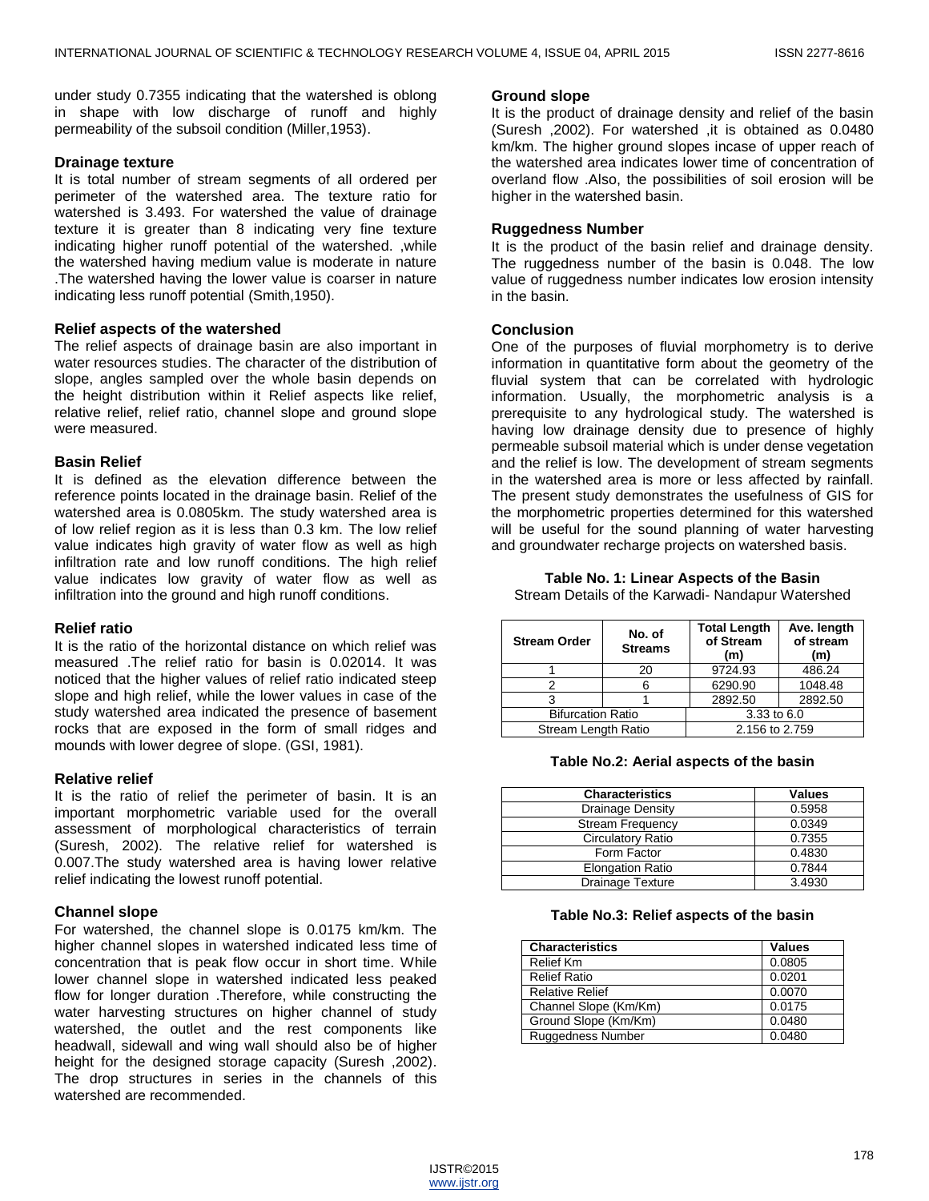under study 0.7355 indicating that the watershed is oblong in shape with low discharge of runoff and highly permeability of the subsoil condition (Miller,1953).

### Drainage texture

It is total number of stream segments of all ordered per perimeter of the watershed area. The texture ratio for watershed is 3.493. For watershed the value of drainage texture it is greater than 8 indicating very fine texture indicating higher runoff potential of the watershed. ,while the watershed having medium value is moderate in nature .The watershed having the lower value is coarser in nature indicating less runoff potential (Smith,1950).

### Relief aspects of the watershed

The relief aspects of drainage basin are also important in water resources studies. The character of the distribution of slope, angles sampled over the whole basin depends on the height distribution within it Relief aspects like relief, relative relief, relief ratio, channel slope and ground slope were measured.

### Basin Relief

It is defined as the elevation difference between the reference points located in the drainage basin. Relief of the watershed area is 0.0805km. The study watershed area is of low relief region as it is less than 0.3 km. The low relief value indicates high gravity of water flow as well as high infiltration rate and low runoff conditions. The high relief value indicates low gravity of water flow as well as infiltration into the ground and high runoff conditions.

### Relief ratio

It is the ratio of the horizontal distance on which relief was measured .The relief ratio for basin is 0.02014. It was noticed that the higher values of relief ratio indicated steep slope and high relief, while the lower values in case of the study watershed area indicated the presence of basement rocks that are exposed in the form of small ridges and mounds with lower degree of slope. (GSI, 1981).

### Relative relief

It is the ratio of relief the perimeter of basin. It is an important morphometric variable used for the overall assessment of morphological characteristics of terrain (Suresh, 2002). The relative relief for watershed is 0.007.The study watershed area is having lower relative relief indicating the lowest runoff potential.

### Channel slope

For watershed, the channel slope is 0.0175 km/km. The higher channel slopes in watershed indicated less time of concentration that is peak flow occur in short time. While lower channel slope in watershed indicated less peaked flow for longer duration .Therefore, while constructing the water harvesting structures on higher channel of study watershed, the outlet and the rest components like headwall, sidewall and wing wall should also be of higher height for the designed storage capacity (Suresh ,2002). The drop structures in series in the channels of this watershed are recommended.

### Ground slope

It is the product of drainage density and relief of the basin (Suresh ,2002). For watershed ,it is obtained as 0.0480 km/km. The higher ground slopes incase of upper reach of the watershed area indicates lower time of concentration of overland flow .Also, the possibilities of soil erosion will be higher in the watershed basin.

### Ruggedness Number

It is the product of the basin relief and drainage density. The ruggedness number of the basin is 0.048. The low value of ruggedness number indicates low erosion intensity in the basin.

### Conclusion

One of the purposes of fluvial morphometry is to derive information in quantitative form about the geometry of the fluvial system that can be correlated with hydrologic information. Usually, the morphometric analysis is a prerequisite to any hydrological study. The watershed is having low drainage density due to presence of highly permeable subsoil material which is under dense vegetation and the relief is low. The development of stream segments in the watershed area is more or less affected by rainfall. The present study demonstrates the usefulness of GIS for the morphometric properties determined for this watershed will be useful for the sound planning of water harvesting and groundwater recharge projects on watershed basis.

**Table No. 1: Linear Aspects of the Basin**

Stream Details of the Karwadi- Nandapur Watershed

| Stream Order | No. of Streams | Total Length of Stream (m) | Ave. length of stream (m) |
|---|---|---|---|
| 1 | 20 | 9724.93 | 486.24 |
| 2 | 6 | 6290.90 | 1048.48 |
| 3 | 1 | 2892.50 | 2892.50 |
| Bifurcation Ratio | | 3.33 to 6.0 | |
| Stream Length Ratio | | 2.156 to 2.759 | |

**Table No.2: Aerial aspects of the basin**

| Characteristics | Values |
|---|---|
| Drainage Density | 0.5958 |
| Stream Frequency | 0.0349 |
| Circulatory Ratio | 0.7355 |
| Form Factor | 0.4830 |
| Elongation Ratio | 0.7844 |
| Drainage Texture | 3.4930 |

**Table No.3: Relief aspects of the basin**

| Characteristics | Values |
|---|---|
| Relief Km | 0.0805 |
| Relief Ratio | 0.0201 |
| Relative Relief | 0.0070 |
| Channel Slope (Km/Km) | 0.0175 |
| Ground Slope (Km/Km) | 0.0480 |
| Ruggedness Number | 0.0480 |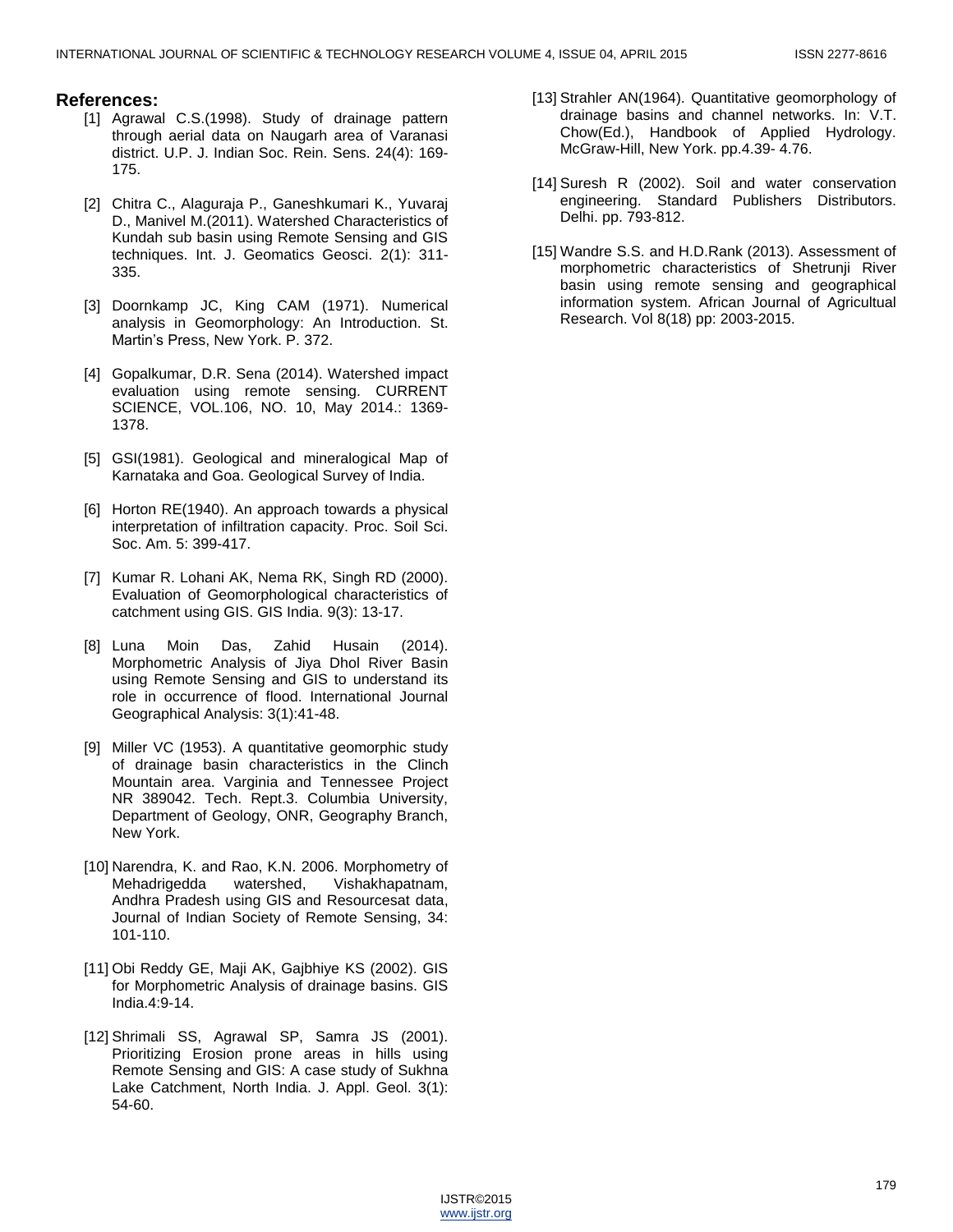## References:

[1] Agrawal C.S.(1998). Study of drainage pattern through aerial data on Naugarh area of Varanasi district. U.P. J. Indian Soc. Rein. Sens. 24(4): 169-175.

[2] Chitra C., Alaguraja P., Ganeshkumari K., Yuvaraj D., Manivel M.(2011). Watershed Characteristics of Kundah sub basin using Remote Sensing and GIS techniques. Int. J. Geomatics Geosci. 2(1): 311-335.

[3] Doornkamp JC, King CAM (1971). Numerical analysis in Geomorphology: An Introduction. St. Martin's Press, New York. P. 372.

[4] Gopalkumar, D.R. Sena (2014). Watershed impact evaluation using remote sensing. CURRENT SCIENCE, VOL.106, NO. 10, May 2014.: 1369-1378.

[5] GSI(1981). Geological and mineralogical Map of Karnataka and Goa. Geological Survey of India.

[6] Horton RE(1940). An approach towards a physical interpretation of infiltration capacity. Proc. Soil Sci. Soc. Am. 5: 399-417.

[7] Kumar R. Lohani AK, Nema RK, Singh RD (2000). Evaluation of Geomorphological characteristics of catchment using GIS. GIS India. 9(3): 13-17.

[8] Luna Moin Das, Zahid Husain (2014). Morphometric Analysis of Jiya Dhol River Basin using Remote Sensing and GIS to understand its role in occurrence of flood. International Journal Geographical Analysis: 3(1):41-48.

[9] Miller VC (1953). A quantitative geomorphic study of drainage basin characteristics in the Clinch Mountain area. Varginia and Tennessee Project NR 389042. Tech. Rept.3. Columbia University, Department of Geology, ONR, Geography Branch, New York.

[10] Narendra, K. and Rao, K.N. 2006. Morphometry of Mehadrigedda watershed, Vishakhapatnam, Andhra Pradesh using GIS and Resourcesat data, Journal of Indian Society of Remote Sensing, 34: 101-110.

[11] Obi Reddy GE, Maji AK, Gajbhiye KS (2002). GIS for Morphometric Analysis of drainage basins. GIS India.4:9-14.

[12] Shrimali SS, Agrawal SP, Samra JS (2001). Prioritizing Erosion prone areas in hills using Remote Sensing and GIS: A case study of Sukhna Lake Catchment, North India. J. Appl. Geol. 3(1): 54-60.

[13] Strahler AN(1964). Quantitative geomorphology of drainage basins and channel networks. In: V.T. Chow(Ed.), Handbook of Applied Hydrology. McGraw-Hill, New York. pp.4.39- 4.76.

[14] Suresh R (2002). Soil and water conservation engineering. Standard Publishers Distributors. Delhi. pp. 793-812.

[15] Wandre S.S. and H.D.Rank (2013). Assessment of morphometric characteristics of Shetrunji River basin using remote sensing and geographical information system. African Journal of Agricultual Research. Vol 8(18) pp: 2003-2015.